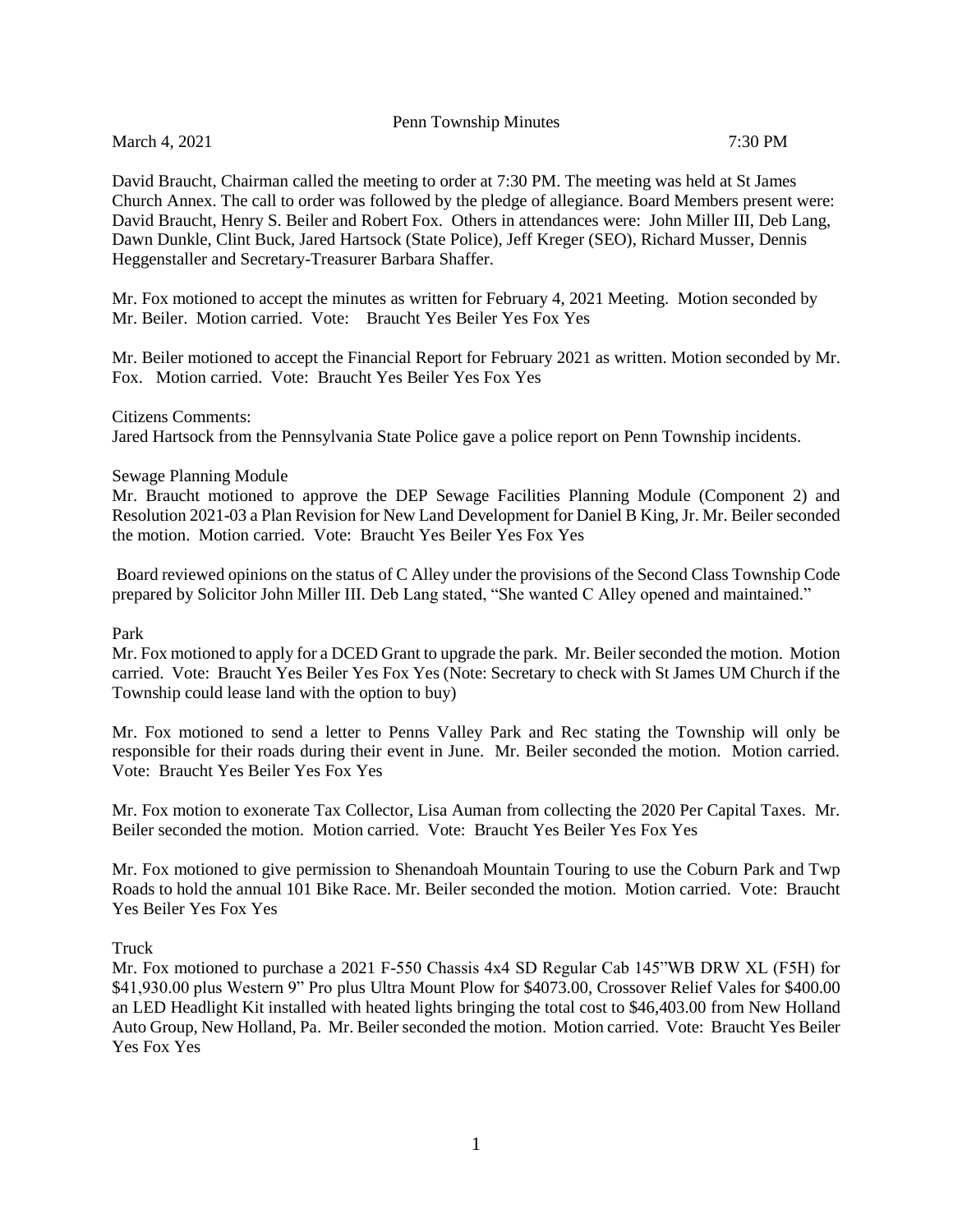# Penn Township Minutes

March 4, 2021 7:30 PM

David Braucht, Chairman called the meeting to order at 7:30 PM. The meeting was held at St James Church Annex. The call to order was followed by the pledge of allegiance. Board Members present were: David Braucht, Henry S. Beiler and Robert Fox. Others in attendances were: John Miller III, Deb Lang, Dawn Dunkle, Clint Buck, Jared Hartsock (State Police), Jeff Kreger (SEO), Richard Musser, Dennis Heggenstaller and Secretary-Treasurer Barbara Shaffer.

Mr. Fox motioned to accept the minutes as written for February 4, 2021 Meeting. Motion seconded by Mr. Beiler. Motion carried. Vote: Braucht Yes Beiler Yes Fox Yes

Mr. Beiler motioned to accept the Financial Report for February 2021 as written. Motion seconded by Mr. Fox. Motion carried. Vote: Braucht Yes Beiler Yes Fox Yes

Citizens Comments:
Jared Hartsock from the Pennsylvania State Police gave a police report on Penn Township incidents.

Sewage Planning Module
Mr. Braucht motioned to approve the DEP Sewage Facilities Planning Module (Component 2) and Resolution 2021-03 a Plan Revision for New Land Development for Daniel B King, Jr. Mr. Beiler seconded the motion. Motion carried. Vote: Braucht Yes Beiler Yes Fox Yes

Board reviewed opinions on the status of C Alley under the provisions of the Second Class Township Code prepared by Solicitor John Miller III. Deb Lang stated, "She wanted C Alley opened and maintained."

Park
Mr. Fox motioned to apply for a DCED Grant to upgrade the park. Mr. Beiler seconded the motion. Motion carried. Vote: Braucht Yes Beiler Yes Fox Yes (Note: Secretary to check with St James UM Church if the Township could lease land with the option to buy)

Mr. Fox motioned to send a letter to Penns Valley Park and Rec stating the Township will only be responsible for their roads during their event in June. Mr. Beiler seconded the motion. Motion carried. Vote: Braucht Yes Beiler Yes Fox Yes

Mr. Fox motion to exonerate Tax Collector, Lisa Auman from collecting the 2020 Per Capital Taxes. Mr. Beiler seconded the motion. Motion carried. Vote: Braucht Yes Beiler Yes Fox Yes

Mr. Fox motioned to give permission to Shenandoah Mountain Touring to use the Coburn Park and Twp Roads to hold the annual 101 Bike Race. Mr. Beiler seconded the motion. Motion carried. Vote: Braucht Yes Beiler Yes Fox Yes

Truck
Mr. Fox motioned to purchase a 2021 F-550 Chassis 4x4 SD Regular Cab 145"WB DRW XL (F5H) for $41,930.00 plus Western 9" Pro plus Ultra Mount Plow for $4073.00, Crossover Relief Vales for $400.00 an LED Headlight Kit installed with heated lights bringing the total cost to $46,403.00 from New Holland Auto Group, New Holland, Pa. Mr. Beiler seconded the motion. Motion carried. Vote: Braucht Yes Beiler Yes Fox Yes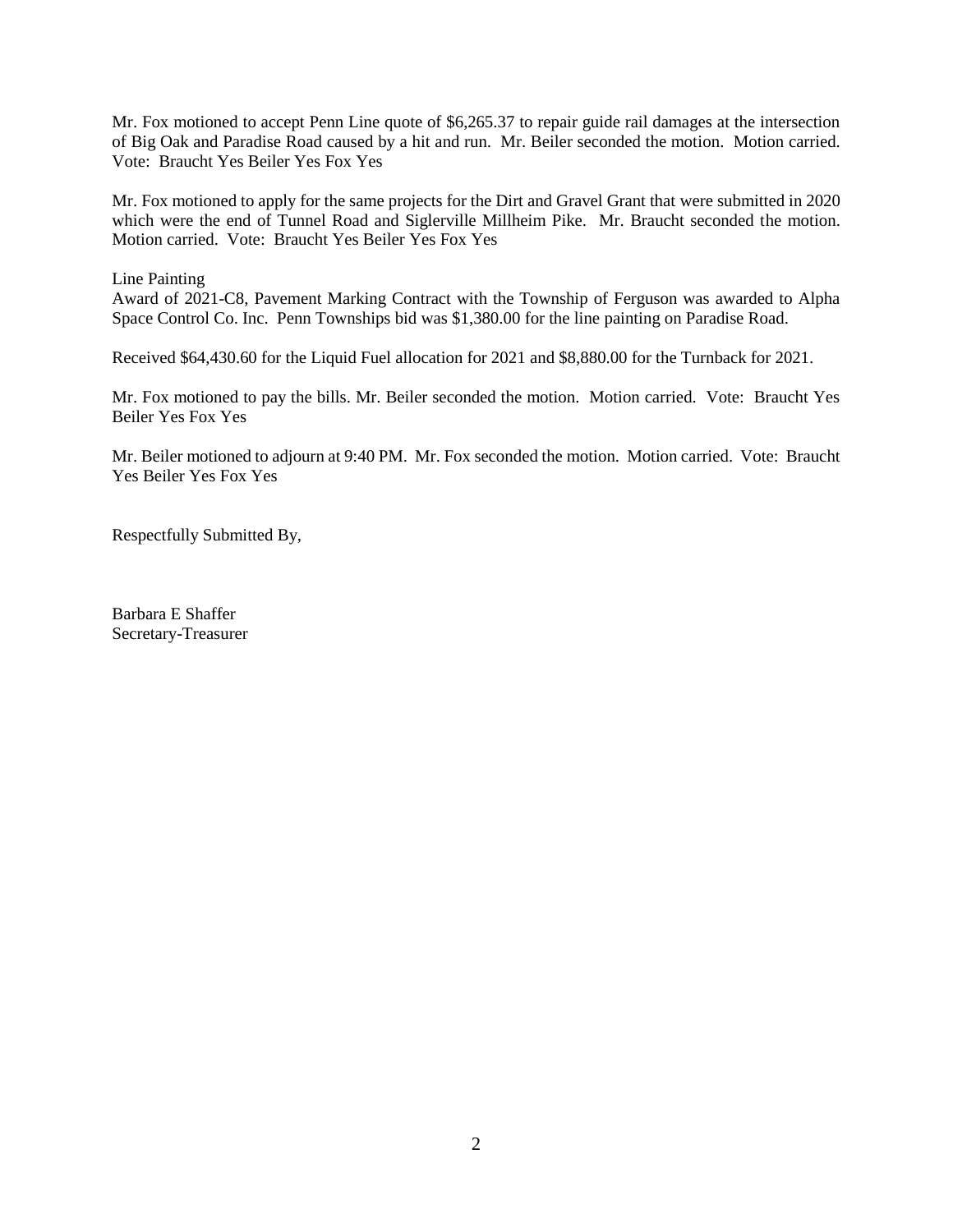Mr. Fox motioned to accept Penn Line quote of $6,265.37 to repair guide rail damages at the intersection of Big Oak and Paradise Road caused by a hit and run. Mr. Beiler seconded the motion. Motion carried. Vote: Braucht Yes Beiler Yes Fox Yes

Mr. Fox motioned to apply for the same projects for the Dirt and Gravel Grant that were submitted in 2020 which were the end of Tunnel Road and Siglerville Millheim Pike. Mr. Braucht seconded the motion. Motion carried. Vote: Braucht Yes Beiler Yes Fox Yes

Line Painting
Award of 2021-C8, Pavement Marking Contract with the Township of Ferguson was awarded to Alpha Space Control Co. Inc. Penn Townships bid was $1,380.00 for the line painting on Paradise Road.

Received $64,430.60 for the Liquid Fuel allocation for 2021 and $8,880.00 for the Turnback for 2021.

Mr. Fox motioned to pay the bills. Mr. Beiler seconded the motion. Motion carried. Vote: Braucht Yes Beiler Yes Fox Yes

Mr. Beiler motioned to adjourn at 9:40 PM. Mr. Fox seconded the motion. Motion carried. Vote: Braucht Yes Beiler Yes Fox Yes

Respectfully Submitted By,

Barbara E Shaffer
Secretary-Treasurer